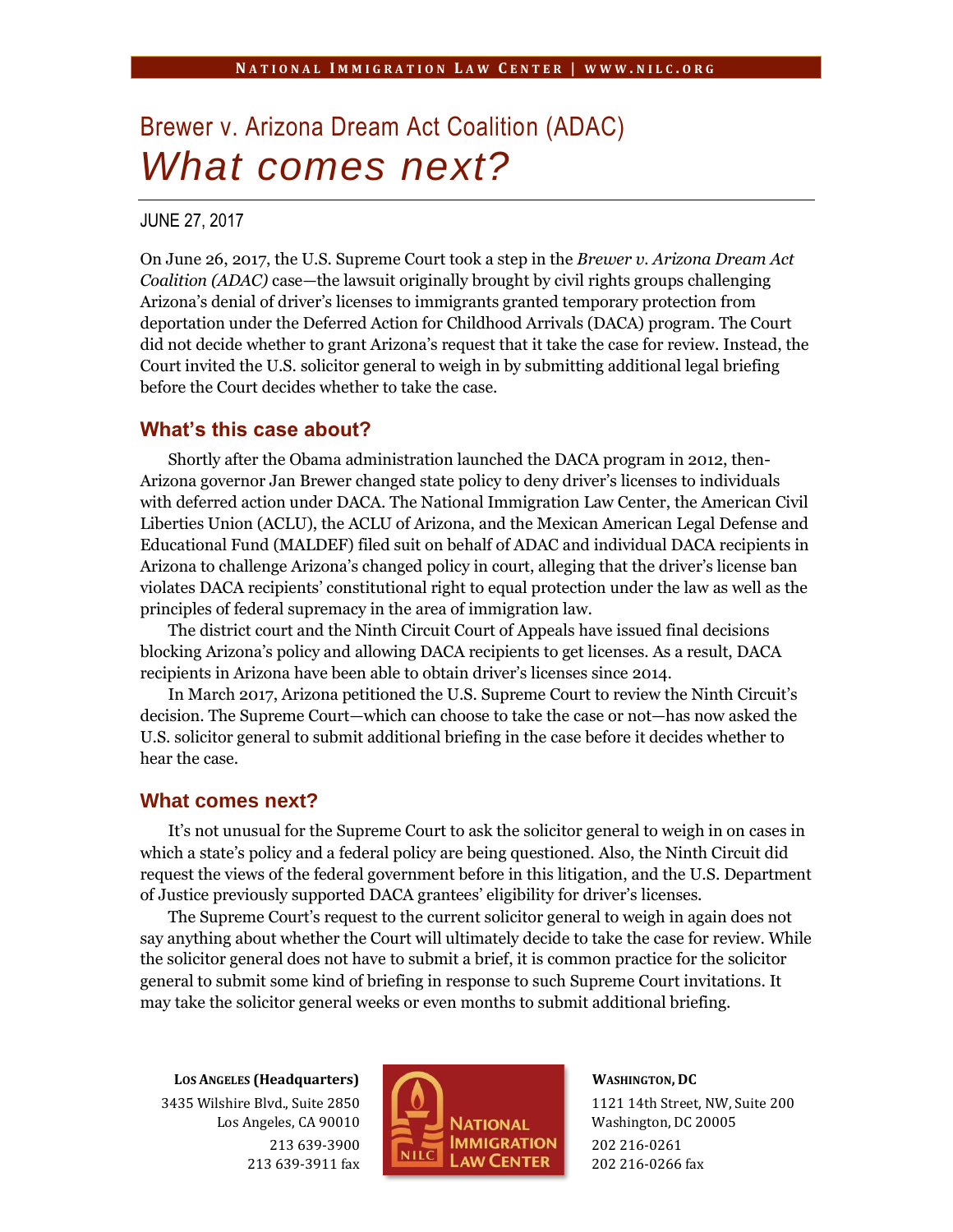# Brewer v. Arizona Dream Act Coalition (ADAC)
# *What comes next?*

JUNE 27, 2017

On June 26, 2017, the U.S. Supreme Court took a step in the *Brewer v. Arizona Dream Act Coalition (ADAC)* case—the lawsuit originally brought by civil rights groups challenging Arizona's denial of driver's licenses to immigrants granted temporary protection from deportation under the Deferred Action for Childhood Arrivals (DACA) program. The Court did not decide whether to grant Arizona's request that it take the case for review. Instead, the Court invited the U.S. solicitor general to weigh in by submitting additional legal briefing before the Court decides whether to take the case.

## What's this case about?

Shortly after the Obama administration launched the DACA program in 2012, then-Arizona governor Jan Brewer changed state policy to deny driver's licenses to individuals with deferred action under DACA. The National Immigration Law Center, the American Civil Liberties Union (ACLU), the ACLU of Arizona, and the Mexican American Legal Defense and Educational Fund (MALDEF) filed suit on behalf of ADAC and individual DACA recipients in Arizona to challenge Arizona's changed policy in court, alleging that the driver's license ban violates DACA recipients' constitutional right to equal protection under the law as well as the principles of federal supremacy in the area of immigration law.

The district court and the Ninth Circuit Court of Appeals have issued final decisions blocking Arizona's policy and allowing DACA recipients to get licenses. As a result, DACA recipients in Arizona have been able to obtain driver's licenses since 2014.

In March 2017, Arizona petitioned the U.S. Supreme Court to review the Ninth Circuit's decision. The Supreme Court—which can choose to take the case or not—has now asked the U.S. solicitor general to submit additional briefing in the case before it decides whether to hear the case.

## What comes next?

It's not unusual for the Supreme Court to ask the solicitor general to weigh in on cases in which a state's policy and a federal policy are being questioned. Also, the Ninth Circuit did request the views of the federal government before in this litigation, and the U.S. Department of Justice previously supported DACA grantees' eligibility for driver's licenses.

The Supreme Court's request to the current solicitor general to weigh in again does not say anything about whether the Court will ultimately decide to take the case for review. While the solicitor general does not have to submit a brief, it is common practice for the solicitor general to submit some kind of briefing in response to such Supreme Court invitations. It may take the solicitor general weeks or even months to submit additional briefing.

**LOS ANGELES (Headquarters)**
3435 Wilshire Blvd., Suite 2850
Los Angeles, CA 90010
213 639-3900
213 639-3911 fax

**WASHINGTON, DC**
1121 14th Street, NW, Suite 200
Washington, DC 20005
202 216-0261
202 216-0266 fax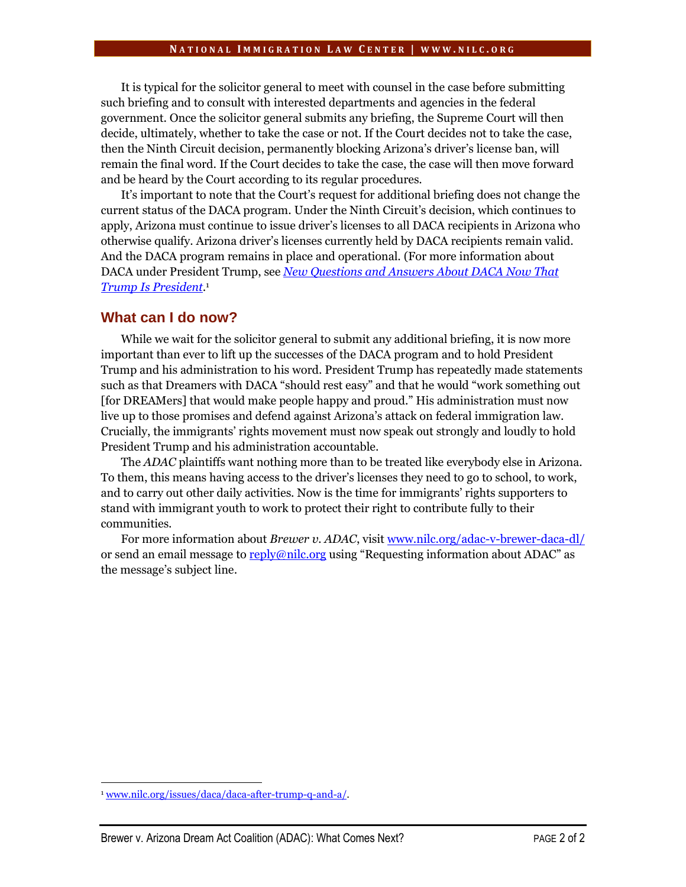It is typical for the solicitor general to meet with counsel in the case before submitting such briefing and to consult with interested departments and agencies in the federal government. Once the solicitor general submits any briefing, the Supreme Court will then decide, ultimately, whether to take the case or not. If the Court decides not to take the case, then the Ninth Circuit decision, permanently blocking Arizona's driver's license ban, will remain the final word. If the Court decides to take the case, the case will then move forward and be heard by the Court according to its regular procedures.

It's important to note that the Court's request for additional briefing does not change the current status of the DACA program. Under the Ninth Circuit's decision, which continues to apply, Arizona must continue to issue driver's licenses to all DACA recipients in Arizona who otherwise qualify. Arizona driver's licenses currently held by DACA recipients remain valid. And the DACA program remains in place and operational. (For more information about DACA under President Trump, see *New Questions and Answers About DACA Now That Trump Is President*.[1]

## What can I do now?

While we wait for the solicitor general to submit any additional briefing, it is now more important than ever to lift up the successes of the DACA program and to hold President Trump and his administration to his word. President Trump has repeatedly made statements such as that Dreamers with DACA "should rest easy" and that he would "work something out [for DREAMers] that would make people happy and proud." His administration must now live up to those promises and defend against Arizona's attack on federal immigration law. Crucially, the immigrants' rights movement must now speak out strongly and loudly to hold President Trump and his administration accountable.

The *ADAC* plaintiffs want nothing more than to be treated like everybody else in Arizona. To them, this means having access to the driver's licenses they need to go to school, to work, and to carry out other daily activities. Now is the time for immigrants' rights supporters to stand with immigrant youth to work to protect their right to contribute fully to their communities.

For more information about *Brewer v. ADAC*, visit www.nilc.org/adac-v-brewer-daca-dl/ or send an email message to reply@nilc.org using "Requesting information about ADAC" as the message's subject line.

[1] www.nilc.org/issues/daca/daca-after-trump-q-and-a/.